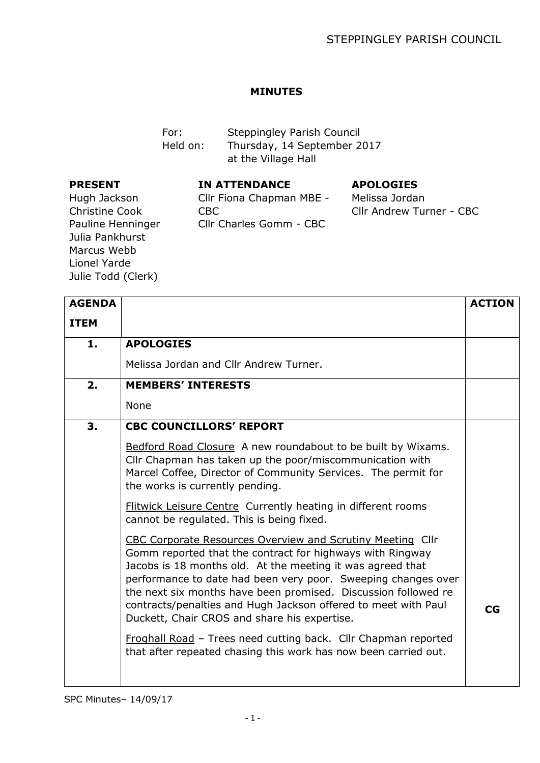STEPPINGLEY PARISH COUNCIL

# MINUTES

For: Steppingley Parish Council
Held on: Thursday, 14 September 2017
at the Village Hall

**PRESENT**
Hugh Jackson
Christine Cook
Pauline Henninger
Julia Pankhurst
Marcus Webb
Lionel Yarde
Julie Todd (Clerk)

**IN ATTENDANCE**
Cllr Fiona Chapman MBE - CBC
Cllr Charles Gomm - CBC

**APOLOGIES**
Melissa Jordan
Cllr Andrew Turner - CBC

| AGENDA ITEM | | ACTION |
|---|---|---|
| **1.** | **APOLOGIES**<br>Melissa Jordan and Cllr Andrew Turner. | |
| **2.** | **MEMBERS' INTERESTS**<br>None | |
| **3.** | **CBC COUNCILLORS' REPORT**<br>Bedford Road Closure A new roundabout to be built by Wixams. Cllr Chapman has taken up the poor/miscommunication with Marcel Coffee, Director of Community Services. The permit for the works is currently pending.<br>Flitwick Leisure Centre Currently heating in different rooms cannot be regulated. This is being fixed.<br>CBC Corporate Resources Overview and Scrutiny Meeting Cllr Gomm reported that the contract for highways with Ringway Jacobs is 18 months old. At the meeting it was agreed that performance to date had been very poor. Sweeping changes over the next six months have been promised. Discussion followed re contracts/penalties and Hugh Jackson offered to meet with Paul Duckett, Chair CROS and share his expertise.<br>Froghall Road – Trees need cutting back. Cllr Chapman reported that after repeated chasing this work has now been carried out. | **CG** |

SPC Minutes– 14/09/17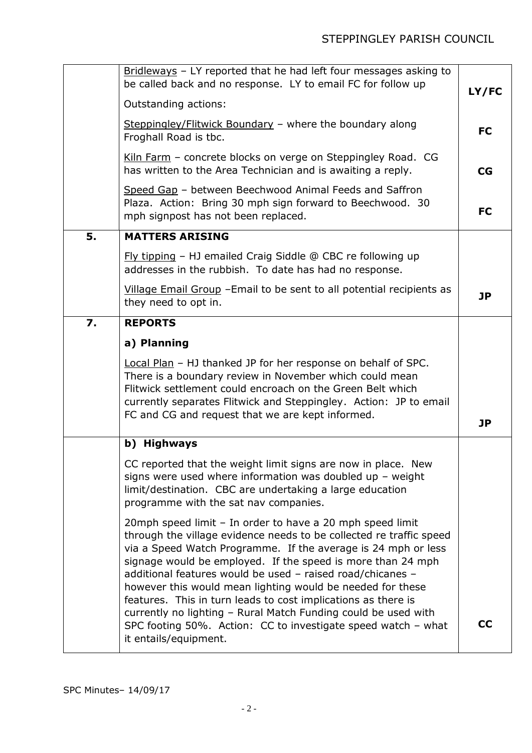|  |  |  |
|---|---|---|
|  | Bridleways – LY reported that he had left four messages asking to be called back and no response. LY to email FC for follow up<br><br>Outstanding actions:<br><br>Steppingley/Flitwick Boundary – where the boundary along Froghall Road is tbc.<br><br>Kiln Farm – concrete blocks on verge on Steppingley Road. CG has written to the Area Technician and is awaiting a reply.<br><br>Speed Gap – between Beechwood Animal Feeds and Saffron Plaza. Action: Bring 30 mph sign forward to Beechwood. 30 mph signpost has not been replaced. | **LY/FC**<br><br>**FC**<br><br>**CG**<br><br>**FC** |
| **5.** | **MATTERS ARISING**<br><br>Fly tipping – HJ emailed Craig Siddle @ CBC re following up addresses in the rubbish. To date has had no response.<br><br>Village Email Group –Email to be sent to all potential recipients as they need to opt in. | <br><br><br><br>**JP** |
| **7.** | **REPORTS**<br><br>**a) Planning**<br><br>Local Plan – HJ thanked JP for her response on behalf of SPC. There is a boundary review in November which could mean Flitwick settlement could encroach on the Green Belt which currently separates Flitwick and Steppingley. Action: JP to email FC and CG and request that we are kept informed. | <br><br><br><br>**JP** |
|  | **b) Highways**<br><br>CC reported that the weight limit signs are now in place. New signs were used where information was doubled up – weight limit/destination. CBC are undertaking a large education programme with the sat nav companies.<br><br>20mph speed limit – In order to have a 20 mph speed limit through the village evidence needs to be collected re traffic speed via a Speed Watch Programme. If the average is 24 mph or less signage would be employed. If the speed is more than 24 mph additional features would be used – raised road/chicanes – however this would mean lighting would be needed for these features. This in turn leads to cost implications as there is currently no lighting – Rural Match Funding could be used with SPC footing 50%. Action: CC to investigate speed watch – what it entails/equipment. | <br><br><br><br>**CC** |

SPC Minutes– 14/09/17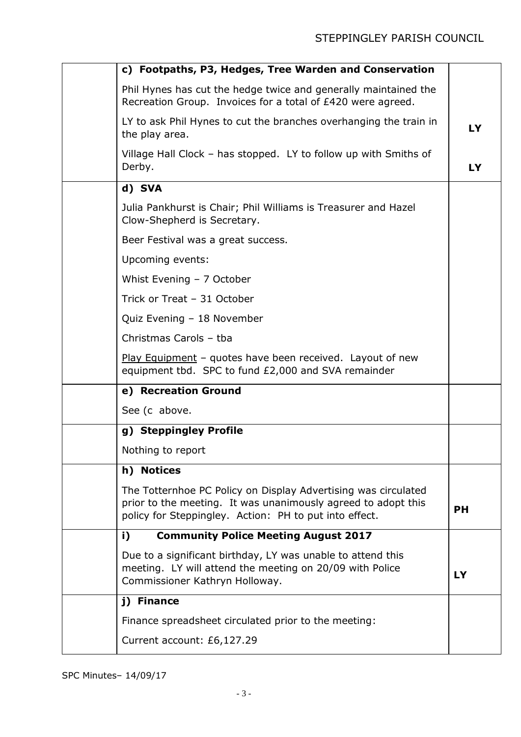| | | |
|---|---|---|
| | **c) Footpaths, P3, Hedges, Tree Warden and Conservation** | |
| | Phil Hynes has cut the hedge twice and generally maintained the Recreation Group. Invoices for a total of £420 were agreed. | |
| | LY to ask Phil Hynes to cut the branches overhanging the train in the play area. | **LY** |
| | Village Hall Clock – has stopped. LY to follow up with Smiths of Derby. | **LY** |
| | **d) SVA** | |
| | Julia Pankhurst is Chair; Phil Williams is Treasurer and Hazel Clow-Shepherd is Secretary. | |
| | Beer Festival was a great success. | |
| | Upcoming events: | |
| | Whist Evening – 7 October | |
| | Trick or Treat – 31 October | |
| | Quiz Evening – 18 November | |
| | Christmas Carols – tba | |
| | <u>Play Equipment</u> – quotes have been received. Layout of new equipment tbd. SPC to fund £2,000 and SVA remainder | |
| | **e) Recreation Ground** | |
| | See (c above. | |
| | **g) Steppingley Profile** | |
| | Nothing to report | |
| | **h) Notices** | |
| | The Totternhoe PC Policy on Display Advertising was circulated prior to the meeting. It was unanimously agreed to adopt this policy for Steppingley. Action: PH to put into effect. | **PH** |
| | **i) Community Police Meeting August 2017** | |
| | Due to a significant birthday, LY was unable to attend this meeting. LY will attend the meeting on 20/09 with Police Commissioner Kathryn Holloway. | **LY** |
| | **j) Finance** | |
| | Finance spreadsheet circulated prior to the meeting: | |
| | Current account: £6,127.29 | |

SPC Minutes– 14/09/17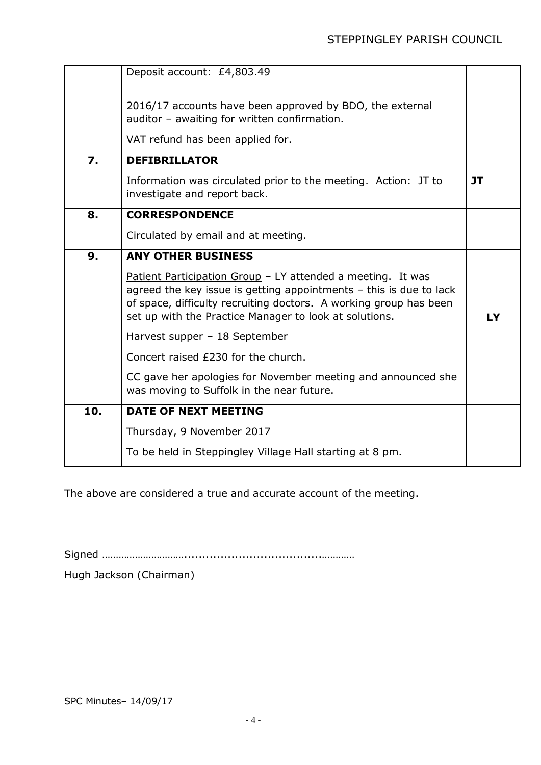| | | |
|---|---|---|
| | Deposit account: £4,803.49<br><br>2016/17 accounts have been approved by BDO, the external auditor – awaiting for written confirmation.<br><br>VAT refund has been applied for. | |
| **7.** | **DEFIBRILLATOR**<br><br>Information was circulated prior to the meeting. Action: JT to investigate and report back. | **JT** |
| **8.** | **CORRESPONDENCE**<br><br>Circulated by email and at meeting. | |
| **9.** | **ANY OTHER BUSINESS**<br><br>Patient Participation Group – LY attended a meeting. It was agreed the key issue is getting appointments – this is due to lack of space, difficulty recruiting doctors. A working group has been set up with the Practice Manager to look at solutions.<br><br>Harvest supper – 18 September<br><br>Concert raised £230 for the church.<br><br>CC gave her apologies for November meeting and announced she was moving to Suffolk in the near future. | **LY** |
| **10.** | **DATE OF NEXT MEETING**<br><br>Thursday, 9 November 2017<br><br>To be held in Steppingley Village Hall starting at 8 pm. | |

The above are considered a true and accurate account of the meeting.

Signed ………………………..........................................…………

Hugh Jackson (Chairman)

SPC Minutes– 14/09/17